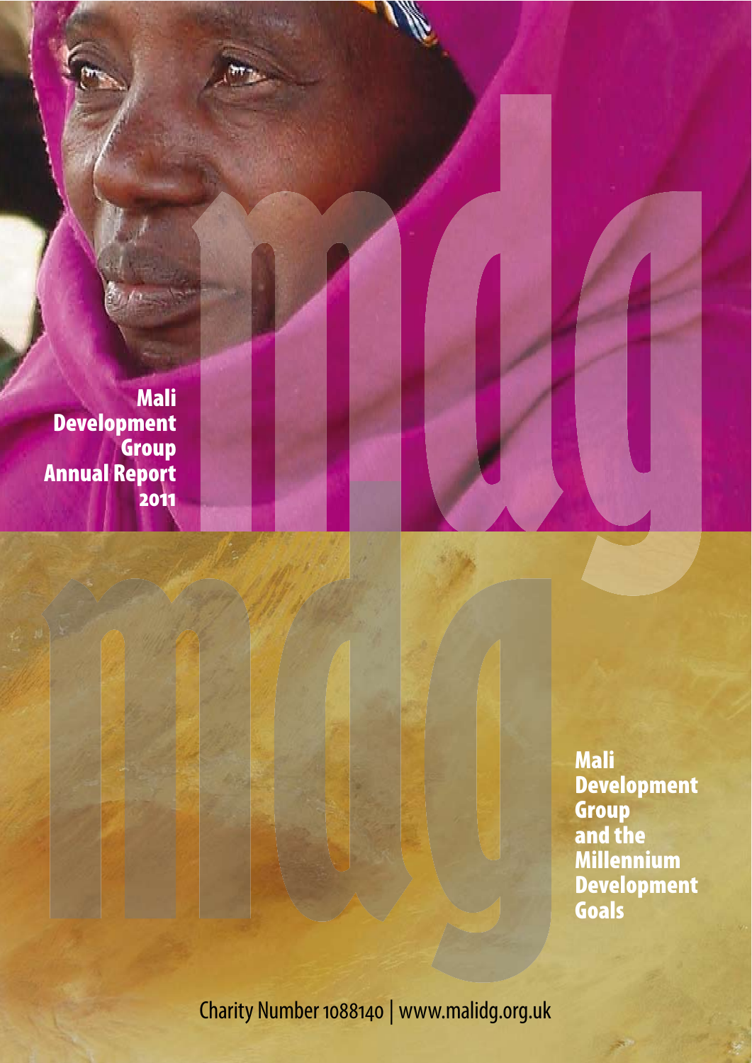# Mali Development Group Annual Report 2011

## Mali Development Group and the Millennium Development Goals

Charity Number 1088140 | www.malidg.org.uk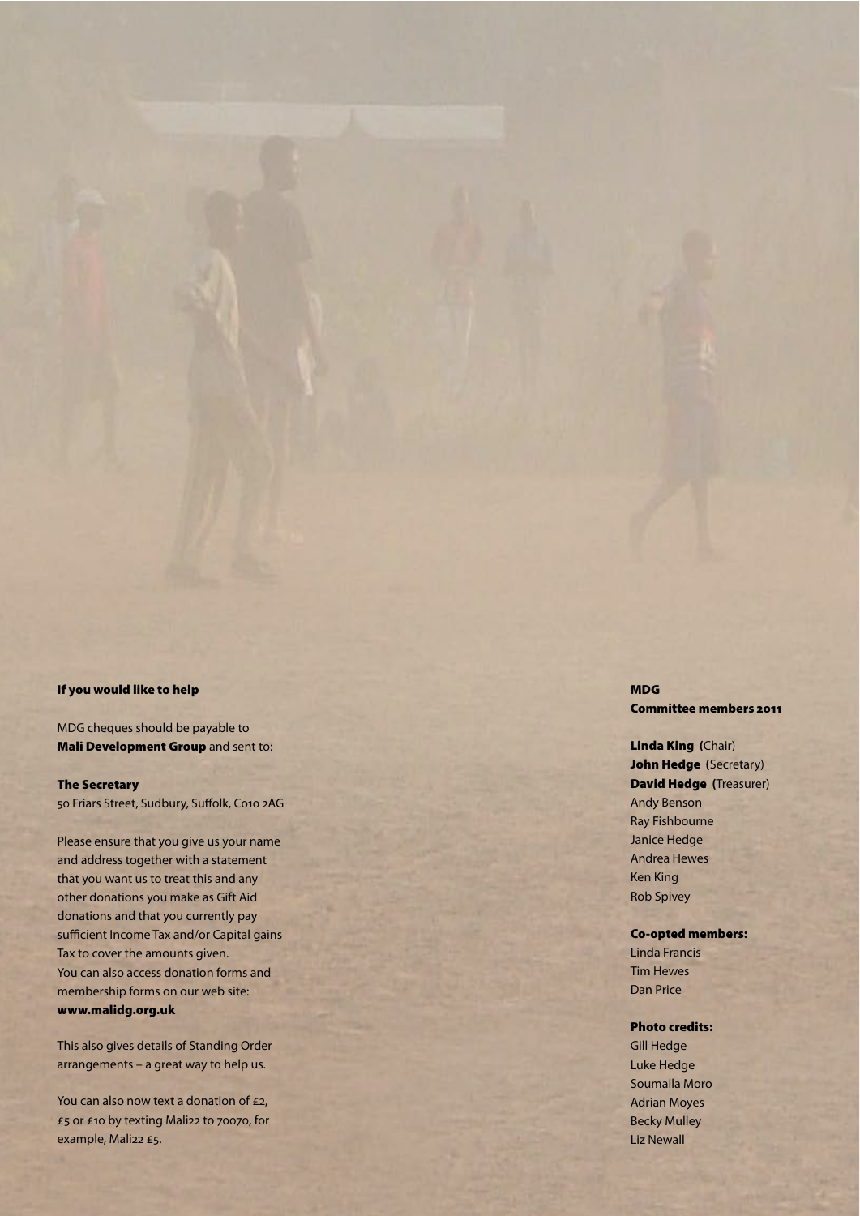### If you would like to help

MDG cheques should be payable to **Mali Development Group** and sent to:

**The Secretary**
50 Friars Street, Sudbury, Suffolk, C010 2AG

Please ensure that you give us your name and address together with a statement that you want us to treat this and any other donations you make as Gift Aid donations and that you currently pay sufficient Income Tax and/or Capital gains Tax to cover the amounts given.
You can also access donation forms and membership forms on our web site:
**www.malidg.org.uk**

This also gives details of Standing Order arrangements – a great way to help us.

You can also now text a donation of £2, £5 or £10 by texting Mali22 to 70070, for example, Mali22 £5.

### MDG Committee members 2011

**Linda King** (Chair)
**John Hedge** (Secretary)
**David Hedge** (Treasurer)
Andy Benson
Ray Fishbourne
Janice Hedge
Andrea Hewes
Ken King
Rob Spivey

**Co-opted members:**
Linda Francis
Tim Hewes
Dan Price

**Photo credits:**
Gill Hedge
Luke Hedge
Soumaila Moro
Adrian Moyes
Becky Mulley
Liz Newall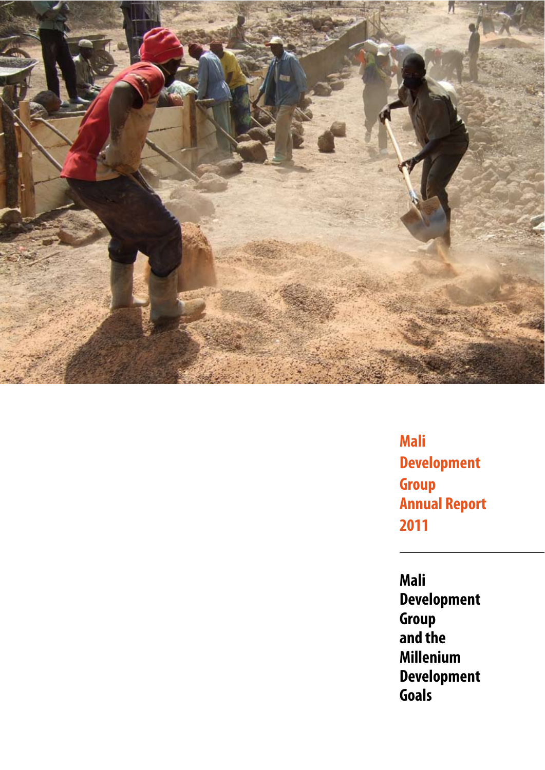**Mali Development Group Annual Report 2011**

---

**Mali Development Group and the Millenium Development Goals**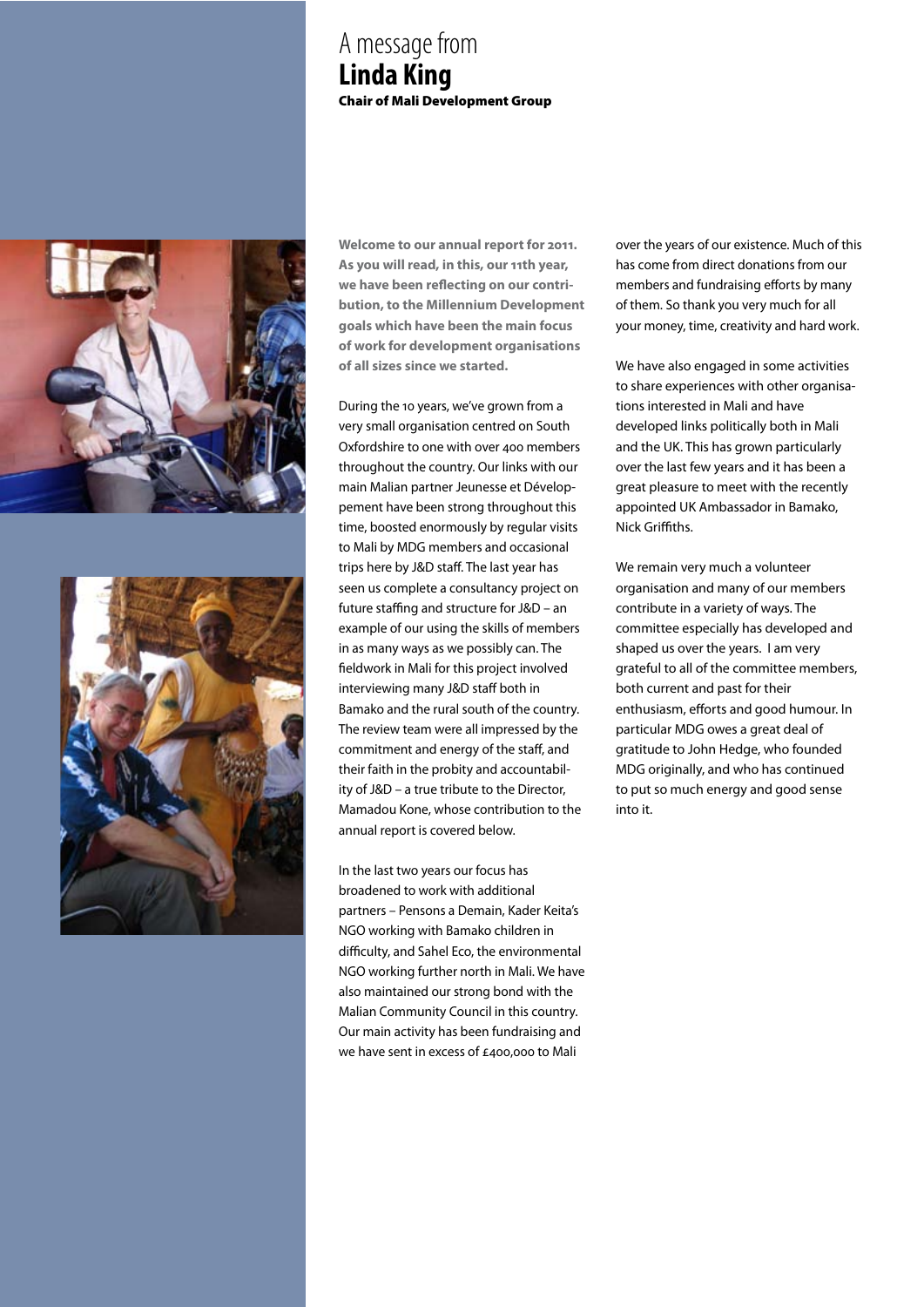# A message from **Linda King**

**Chair of Mali Development Group**

**Welcome to our annual report for 2011. As you will read, in this, our 11th year, we have been reflecting on our contribution, to the Millennium Development goals which have been the main focus of work for development organisations of all sizes since we started.**

During the 10 years, we've grown from a very small organisation centred on South Oxfordshire to one with over 400 members throughout the country. Our links with our main Malian partner Jeunesse et Développement have been strong throughout this time, boosted enormously by regular visits to Mali by MDG members and occasional trips here by J&D staff. The last year has seen us complete a consultancy project on future staffing and structure for J&D – an example of our using the skills of members in as many ways as we possibly can. The fieldwork in Mali for this project involved interviewing many J&D staff both in Bamako and the rural south of the country. The review team were all impressed by the commitment and energy of the staff, and their faith in the probity and accountability of J&D – a true tribute to the Director, Mamadou Kone, whose contribution to the annual report is covered below.

In the last two years our focus has broadened to work with additional partners – Pensons a Demain, Kader Keita's NGO working with Bamako children in difficulty, and Sahel Eco, the environmental NGO working further north in Mali. We have also maintained our strong bond with the Malian Community Council in this country. Our main activity has been fundraising and we have sent in excess of £400,000 to Mali over the years of our existence. Much of this has come from direct donations from our members and fundraising efforts by many of them. So thank you very much for all your money, time, creativity and hard work.

We have also engaged in some activities to share experiences with other organisations interested in Mali and have developed links politically both in Mali and the UK. This has grown particularly over the last few years and it has been a great pleasure to meet with the recently appointed UK Ambassador in Bamako, Nick Griffiths.

We remain very much a volunteer organisation and many of our members contribute in a variety of ways. The committee especially has developed and shaped us over the years. I am very grateful to all of the committee members, both current and past for their enthusiasm, efforts and good humour. In particular MDG owes a great deal of gratitude to John Hedge, who founded MDG originally, and who has continued to put so much energy and good sense into it.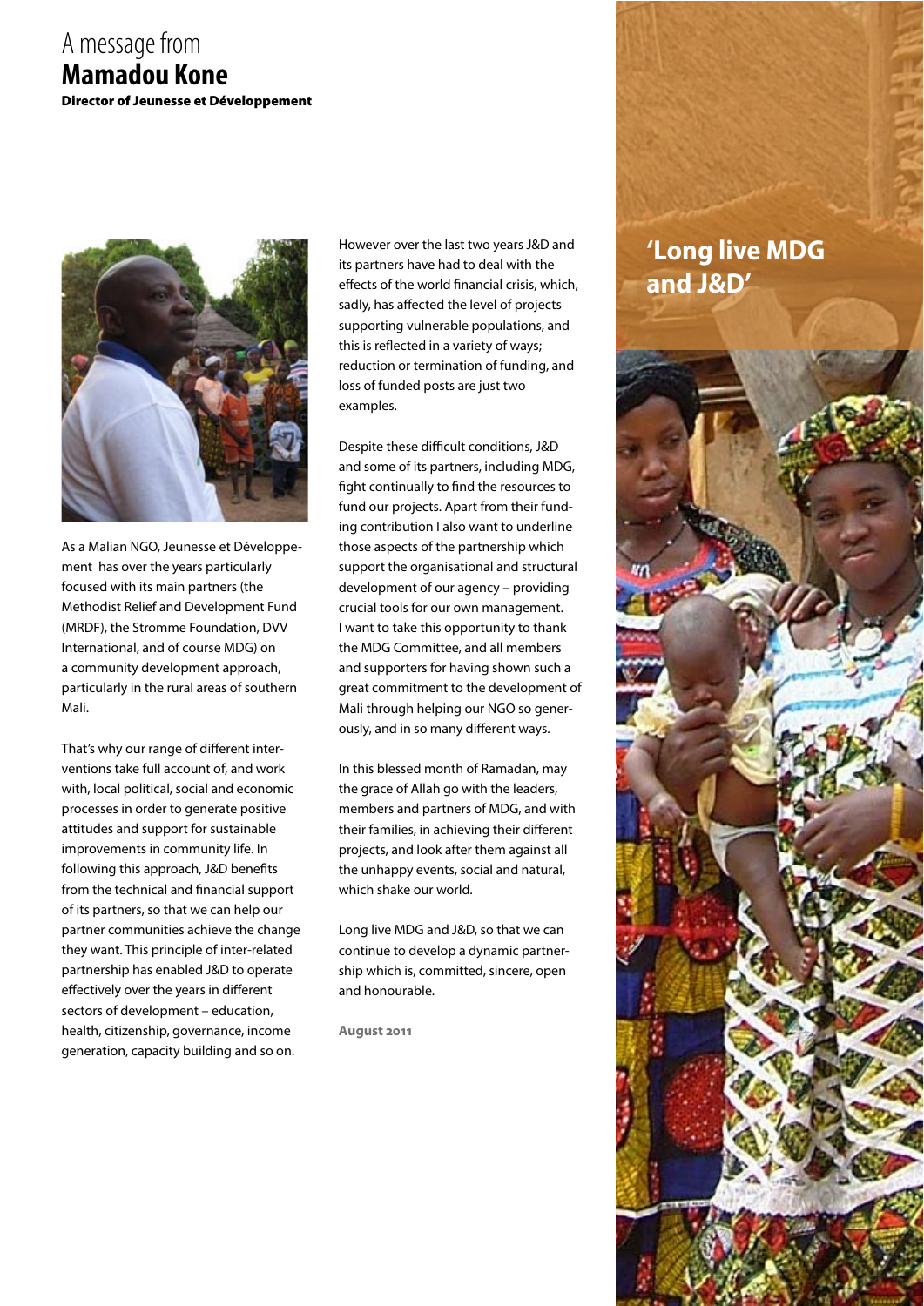# A message from **Mamadou Kone**

**Director of Jeunesse et Développement**

## 'Long live MDG and J&D'

As a Malian NGO, Jeunesse et Développement has over the years particularly focused with its main partners (the Methodist Relief and Development Fund (MRDF), the Stromme Foundation, DVV International, and of course MDG) on a community development approach, particularly in the rural areas of southern Mali.

That's why our range of different interventions take full account of, and work with, local political, social and economic processes in order to generate positive attitudes and support for sustainable improvements in community life. In following this approach, J&D benefits from the technical and financial support of its partners, so that we can help our partner communities achieve the change they want. This principle of inter-related partnership has enabled J&D to operate effectively over the years in different sectors of development – education, health, citizenship, governance, income generation, capacity building and so on.

However over the last two years J&D and its partners have had to deal with the effects of the world financial crisis, which, sadly, has affected the level of projects supporting vulnerable populations, and this is reflected in a variety of ways; reduction or termination of funding, and loss of funded posts are just two examples.

Despite these difficult conditions, J&D and some of its partners, including MDG, fight continually to find the resources to fund our projects. Apart from their funding contribution I also want to underline those aspects of the partnership which support the organisational and structural development of our agency – providing crucial tools for our own management. I want to take this opportunity to thank the MDG Committee, and all members and supporters for having shown such a great commitment to the development of Mali through helping our NGO so generously, and in so many different ways.

In this blessed month of Ramadan, may the grace of Allah go with the leaders, members and partners of MDG, and with their families, in achieving their different projects, and look after them against all the unhappy events, social and natural, which shake our world.

Long live MDG and J&D, so that we can continue to develop a dynamic partnership which is, committed, sincere, open and honourable.

**August 2011**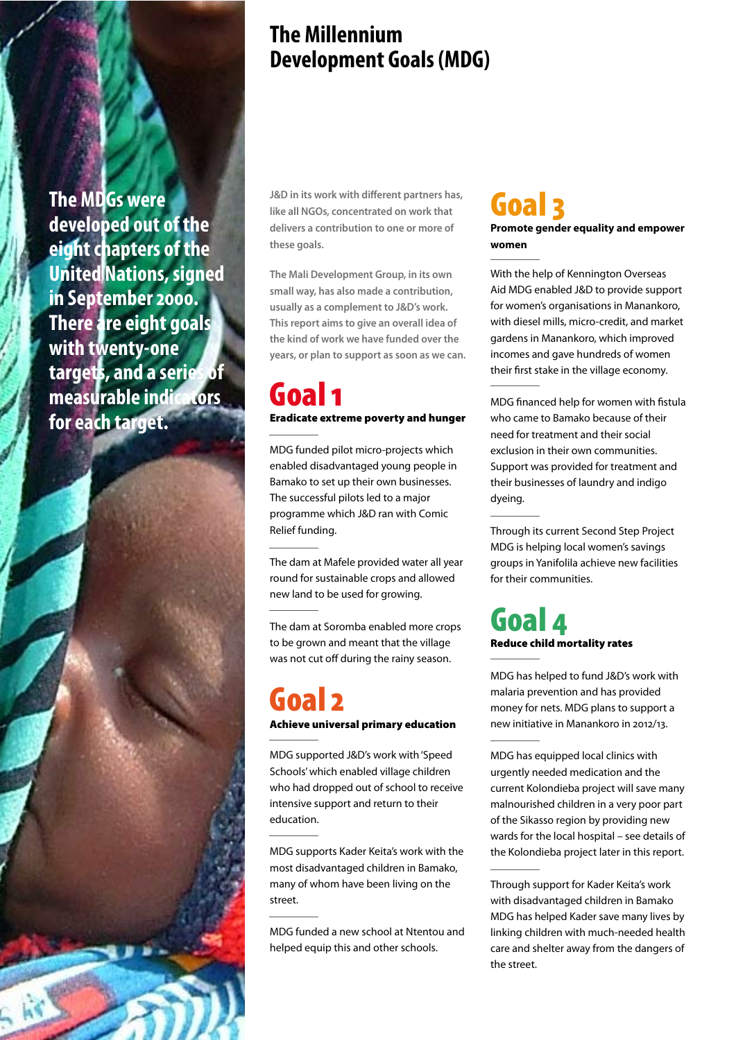# The Millennium Development Goals (MDG)

**The MDGs were developed out of the eight chapters of the United Nations, signed in September 2000. There are eight goals with twenty-one targets, and a series of measurable indicators for each target.**

**J&D in its work with different partners has, like all NGOs, concentrated on work that delivers a contribution to one or more of these goals.**

**The Mali Development Group, in its own small way, has also made a contribution, usually as a complement to J&D's work. This report aims to give an overall idea of the kind of work we have funded over the years, or plan to support as soon as we can.**

## Goal 1

**Eradicate extreme poverty and hunger**

MDG funded pilot micro-projects which enabled disadvantaged young people in Bamako to set up their own businesses. The successful pilots led to a major programme which J&D ran with Comic Relief funding.

The dam at Mafele provided water all year round for sustainable crops and allowed new land to be used for growing.

The dam at Soromba enabled more crops to be grown and meant that the village was not cut off during the rainy season.

## Goal 2

**Achieve universal primary education**

MDG supported J&D's work with 'Speed Schools' which enabled village children who had dropped out of school to receive intensive support and return to their education.

MDG supports Kader Keita's work with the most disadvantaged children in Bamako, many of whom have been living on the street.

MDG funded a new school at Ntentou and helped equip this and other schools.

## Goal 3

**Promote gender equality and empower women**

With the help of Kennington Overseas Aid MDG enabled J&D to provide support for women's organisations in Manankoro, with diesel mills, micro-credit, and market gardens in Manankoro, which improved incomes and gave hundreds of women their first stake in the village economy.

MDG financed help for women with fistula who came to Bamako because of their need for treatment and their social exclusion in their own communities. Support was provided for treatment and their businesses of laundry and indigo dyeing.

Through its current Second Step Project MDG is helping local women's savings groups in Yanifolila achieve new facilities for their communities.

## Goal 4

**Reduce child mortality rates**

MDG has helped to fund J&D's work with malaria prevention and has provided money for nets. MDG plans to support a new initiative in Manankoro in 2012/13.

MDG has equipped local clinics with urgently needed medication and the current Kolondieba project will save many malnourished children in a very poor part of the Sikasso region by providing new wards for the local hospital – see details of the Kolondieba project later in this report.

Through support for Kader Keita's work with disadvantaged children in Bamako MDG has helped Kader save many lives by linking children with much-needed health care and shelter away from the dangers of the street.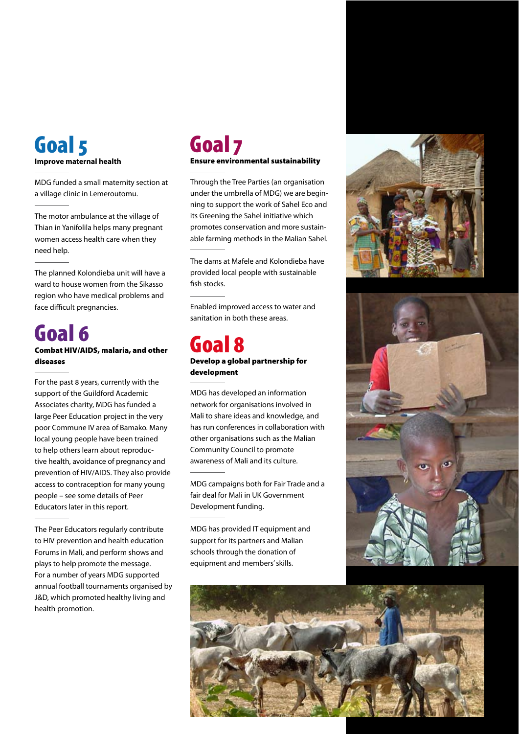# Goal 5

**Improve maternal health**

MDG funded a small maternity section at a village clinic in Lemeroutomu.

The motor ambulance at the village of Thian in Yanifolila helps many pregnant women access health care when they need help.

The planned Kolondieba unit will have a ward to house women from the Sikasso region who have medical problems and face difficult pregnancies.

# Goal 6

**Combat HIV/AIDS, malaria, and other diseases**

For the past 8 years, currently with the support of the Guildford Academic Associates charity, MDG has funded a large Peer Education project in the very poor Commune IV area of Bamako. Many local young people have been trained to help others learn about reproductive health, avoidance of pregnancy and prevention of HIV/AIDS. They also provide access to contraception for many young people – see some details of Peer Educators later in this report.

The Peer Educators regularly contribute to HIV prevention and health education Forums in Mali, and perform shows and plays to help promote the message. For a number of years MDG supported annual football tournaments organised by J&D, which promoted healthy living and health promotion.

# Goal 7

**Ensure environmental sustainability**

Through the Tree Parties (an organisation under the umbrella of MDG) we are beginning to support the work of Sahel Eco and its Greening the Sahel initiative which promotes conservation and more sustainable farming methods in the Malian Sahel.

The dams at Mafele and Kolondieba have provided local people with sustainable fish stocks.

Enabled improved access to water and sanitation in both these areas.

# Goal 8

**Develop a global partnership for development**

MDG has developed an information network for organisations involved in Mali to share ideas and knowledge, and has run conferences in collaboration with other organisations such as the Malian Community Council to promote awareness of Mali and its culture.

MDG campaigns both for Fair Trade and a fair deal for Mali in UK Government Development funding.

MDG has provided IT equipment and support for its partners and Malian schools through the donation of equipment and members' skills.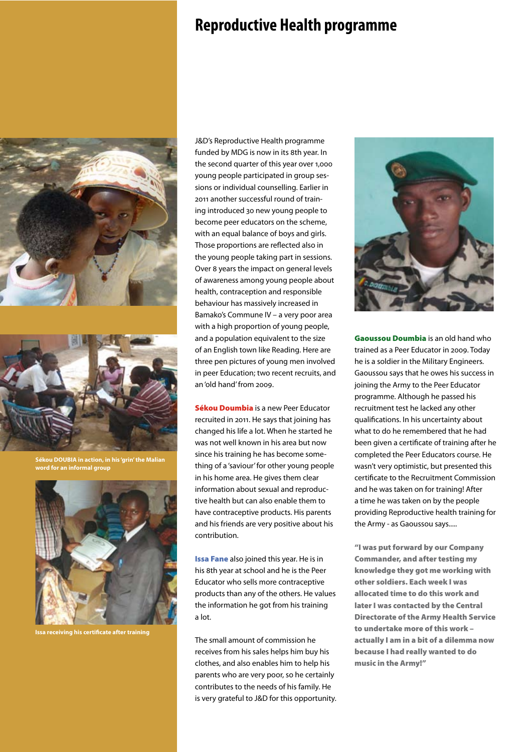# Reproductive Health programme

J&D's Reproductive Health programme funded by MDG is now in its 8th year. In the second quarter of this year over 1,000 young people participated in group sessions or individual counselling. Earlier in 2011 another successful round of training introduced 30 new young people to become peer educators on the scheme, with an equal balance of boys and girls. Those proportions are reflected also in the young people taking part in sessions. Over 8 years the impact on general levels of awareness among young people about health, contraception and responsible behaviour has massively increased in Bamako's Commune IV – a very poor area with a high proportion of young people, and a population equivalent to the size of an English town like Reading. Here are three pen pictures of young men involved in peer Education; two recent recruits, and an 'old hand' from 2009.

**Sékou Doumbia** is a new Peer Educator recruited in 2011. He says that joining has changed his life a lot. When he started he was not well known in his area but now since his training he has become something of a 'saviour' for other young people in his home area. He gives them clear information about sexual and reproductive health but can also enable them to have contraceptive products. His parents and his friends are very positive about his contribution.

Sékou DOUBIA in action, in his 'grin' the Malian word for an informal group

**Issa Fane** also joined this year. He is in his 8th year at school and he is the Peer Educator who sells more contraceptive products than any of the others. He values the information he got from his training a lot.

The small amount of commission he receives from his sales helps him buy his clothes, and also enables him to help his parents who are very poor, so he certainly contributes to the needs of his family. He is very grateful to J&D for this opportunity.

Issa receiving his certificate after training

**Gaoussou Doumbia** is an old hand who trained as a Peer Educator in 2009. Today he is a soldier in the Military Engineers. Gaoussou says that he owes his success in joining the Army to the Peer Educator programme. Although he passed his recruitment test he lacked any other qualifications. In his uncertainty about what to do he remembered that he had been given a certificate of training after he completed the Peer Educators course. He wasn't very optimistic, but presented this certificate to the Recruitment Commission and he was taken on for training! After a time he was taken on by the people providing Reproductive health training for the Army - as Gaoussou says.....

**"I was put forward by our Company Commander, and after testing my knowledge they got me working with other soldiers. Each week I was allocated time to do this work and later I was contacted by the Central Directorate of the Army Health Service to undertake more of this work – actually I am in a bit of a dilemma now because I had really wanted to do music in the Army!"**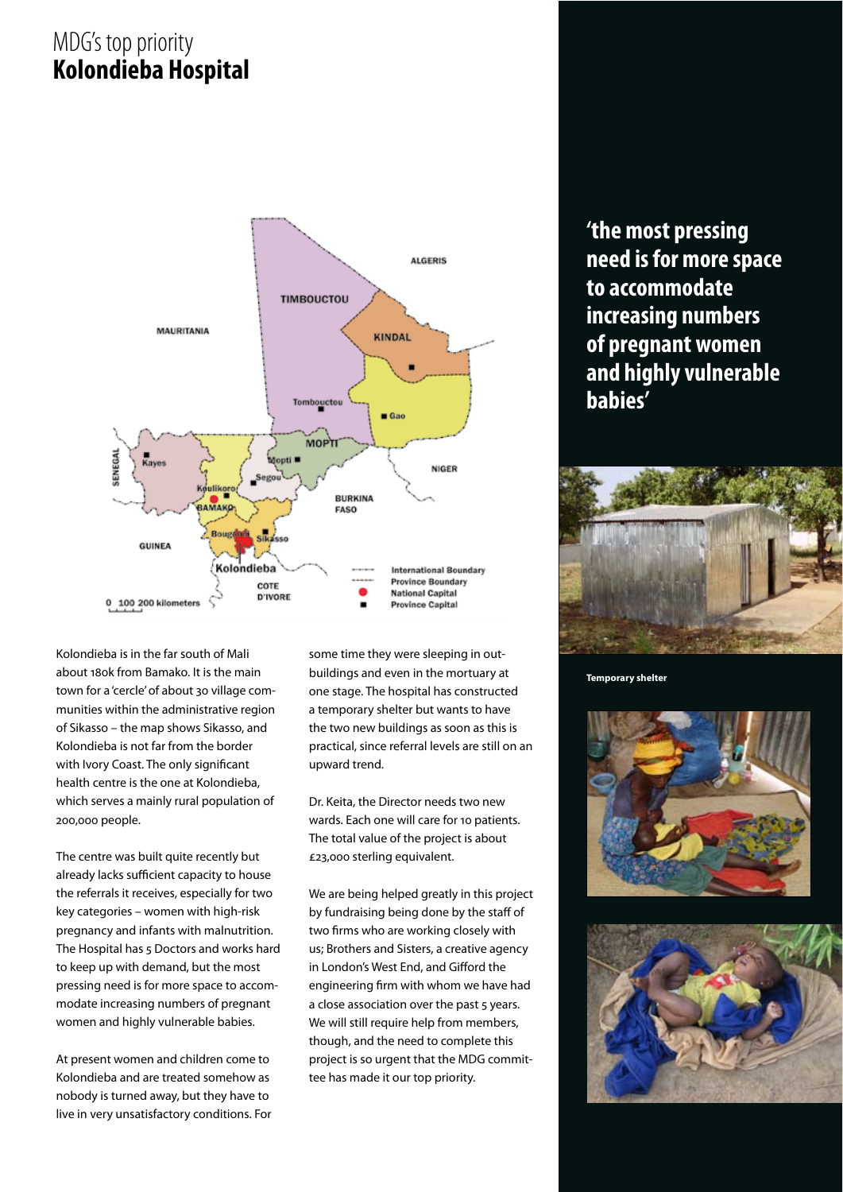# MDG's top priority
# **Kolondieba Hospital**

Kolondieba is in the far south of Mali about 180k from Bamako. It is the main town for a 'cercle' of about 30 village communities within the administrative region of Sikasso – the map shows Sikasso, and Kolondieba is not far from the border with Ivory Coast. The only significant health centre is the one at Kolondieba, which serves a mainly rural population of 200,000 people.

The centre was built quite recently but already lacks sufficient capacity to house the referrals it receives, especially for two key categories – women with high-risk pregnancy and infants with malnutrition. The Hospital has 5 Doctors and works hard to keep up with demand, but the most pressing need is for more space to accommodate increasing numbers of pregnant women and highly vulnerable babies.

At present women and children come to Kolondieba and are treated somehow as nobody is turned away, but they have to live in very unsatisfactory conditions. For some time they were sleeping in outbuildings and even in the mortuary at one stage. The hospital has constructed a temporary shelter but wants to have the two new buildings as soon as this is practical, since referral levels are still on an upward trend.

Dr. Keita, the Director needs two new wards. Each one will care for 10 patients. The total value of the project is about £23,000 sterling equivalent.

We are being helped greatly in this project by fundraising being done by the staff of two firms who are working closely with us; Brothers and Sisters, a creative agency in London's West End, and Gifford the engineering firm with whom we have had a close association over the past 5 years. We will still require help from members, though, and the need to complete this project is so urgent that the MDG committee has made it our top priority.

**'the most pressing need is for more space to accommodate increasing numbers of pregnant women and highly vulnerable babies'**

**Temporary shelter**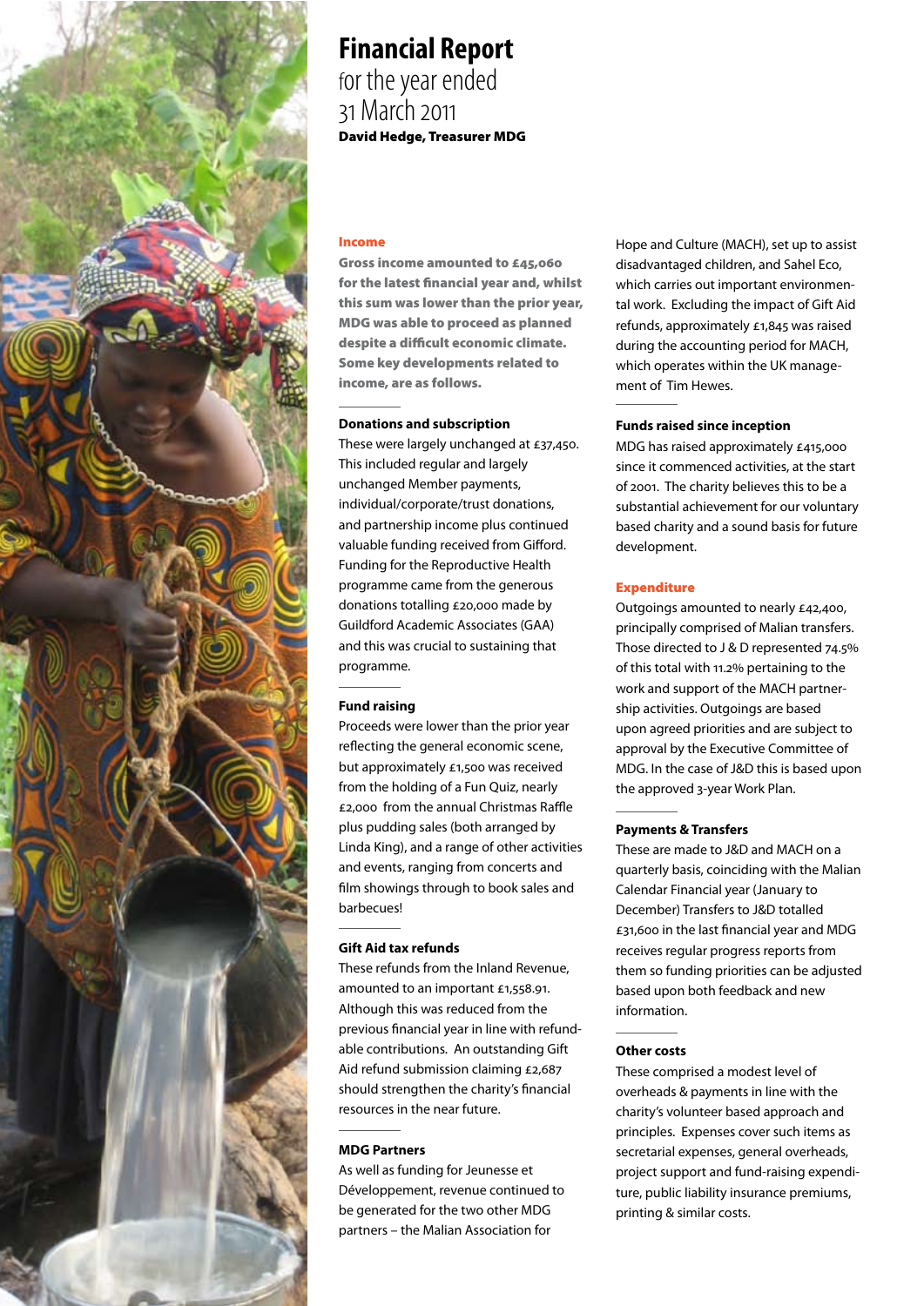# Financial Report
for the year ended
31 March 2011

**David Hedge, Treasurer MDG**

## Income

**Gross income amounted to £45,060 for the latest financial year and, whilst this sum was lower than the prior year, MDG was able to proceed as planned despite a difficult economic climate. Some key developments related to income, are as follows.**

### Donations and subscription

These were largely unchanged at £37,450. This included regular and largely unchanged Member payments, individual/corporate/trust donations, and partnership income plus continued valuable funding received from Gifford. Funding for the Reproductive Health programme came from the generous donations totalling £20,000 made by Guildford Academic Associates (GAA) and this was crucial to sustaining that programme.

### Fund raising

Proceeds were lower than the prior year reflecting the general economic scene, but approximately £1,500 was received from the holding of a Fun Quiz, nearly £2,000 from the annual Christmas Raffle plus pudding sales (both arranged by Linda King), and a range of other activities and events, ranging from concerts and film showings through to book sales and barbecues!

### Gift Aid tax refunds

These refunds from the Inland Revenue, amounted to an important £1,558.91. Although this was reduced from the previous financial year in line with refundable contributions. An outstanding Gift Aid refund submission claiming £2,687 should strengthen the charity's financial resources in the near future.

### MDG Partners

As well as funding for Jeunesse et Développement, revenue continued to be generated for the two other MDG partners – the Malian Association for Hope and Culture (MACH), set up to assist disadvantaged children, and Sahel Eco, which carries out important environmental work. Excluding the impact of Gift Aid refunds, approximately £1,845 was raised during the accounting period for MACH, which operates within the UK management of Tim Hewes.

### Funds raised since inception

MDG has raised approximately £415,000 since it commenced activities, at the start of 2001. The charity believes this to be a substantial achievement for our voluntary based charity and a sound basis for future development.

## Expenditure

Outgoings amounted to nearly £42,400, principally comprised of Malian transfers. Those directed to J & D represented 74.5% of this total with 11.2% pertaining to the work and support of the MACH partnership activities. Outgoings are based upon agreed priorities and are subject to approval by the Executive Committee of MDG. In the case of J&D this is based upon the approved 3-year Work Plan.

### Payments & Transfers

These are made to J&D and MACH on a quarterly basis, coinciding with the Malian Calendar Financial year (January to December) Transfers to J&D totalled £31,600 in the last financial year and MDG receives regular progress reports from them so funding priorities can be adjusted based upon both feedback and new information.

### Other costs

These comprised a modest level of overheads & payments in line with the charity's volunteer based approach and principles. Expenses cover such items as secretarial expenses, general overheads, project support and fund-raising expenditure, public liability insurance premiums, printing & similar costs.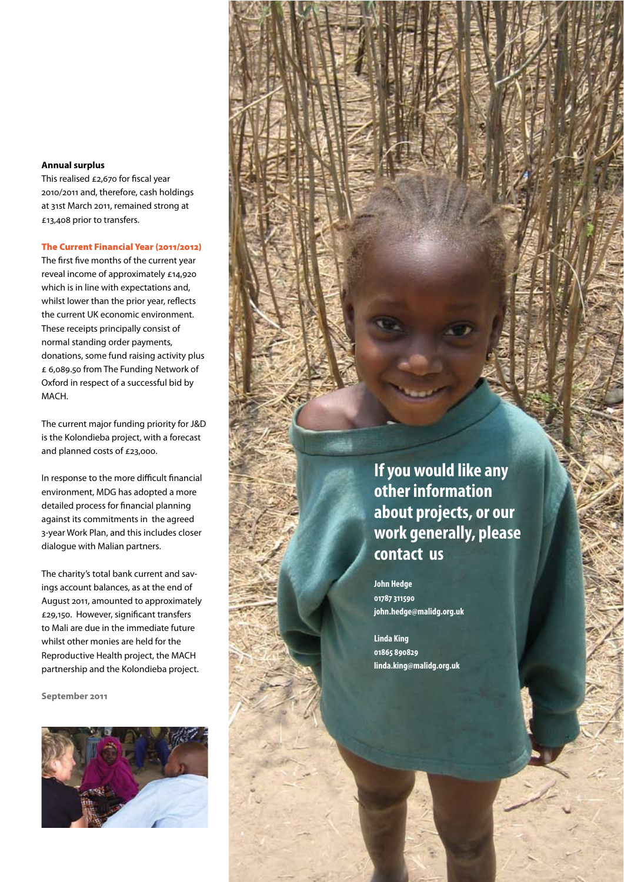**Annual surplus**

This realised £2,670 for fiscal year 2010/2011 and, therefore, cash holdings at 31st March 2011, remained strong at £13,408 prior to transfers.

**The Current Financial Year (2011/2012)**

The first five months of the current year reveal income of approximately £14,920 which is in line with expectations and, whilst lower than the prior year, reflects the current UK economic environment. These receipts principally consist of normal standing order payments, donations, some fund raising activity plus £ 6,089.50 from The Funding Network of Oxford in respect of a successful bid by MACH.

The current major funding priority for J&D is the Kolondieba project, with a forecast and planned costs of £23,000.

In response to the more difficult financial environment, MDG has adopted a more detailed process for financial planning against its commitments in the agreed 3-year Work Plan, and this includes closer dialogue with Malian partners.

The charity's total bank current and savings account balances, as at the end of August 2011, amounted to approximately £29,150. However, significant transfers to Mali are due in the immediate future whilst other monies are held for the Reproductive Health project, the MACH partnership and the Kolondieba project.

**September 2011**

## If you would like any other information about projects, or our work generally, please contact us

**John Hedge**
**01787 311590**
**john.hedge@malidg.org.uk**

**Linda King**
**01865 890829**
**linda.king@malidg.org.uk**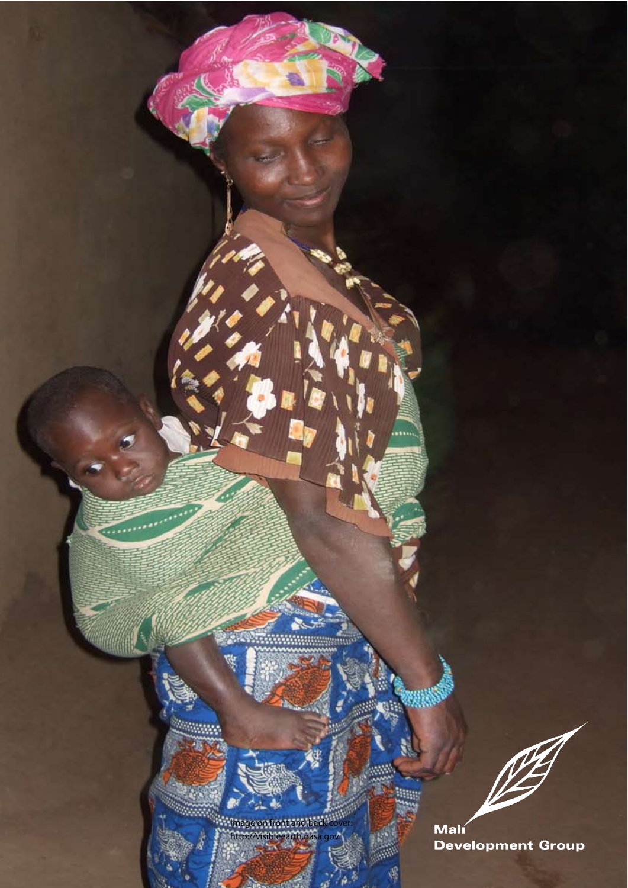Image on front and back cover:
http://visibleearth.nasa.gov

Mali
Development Group